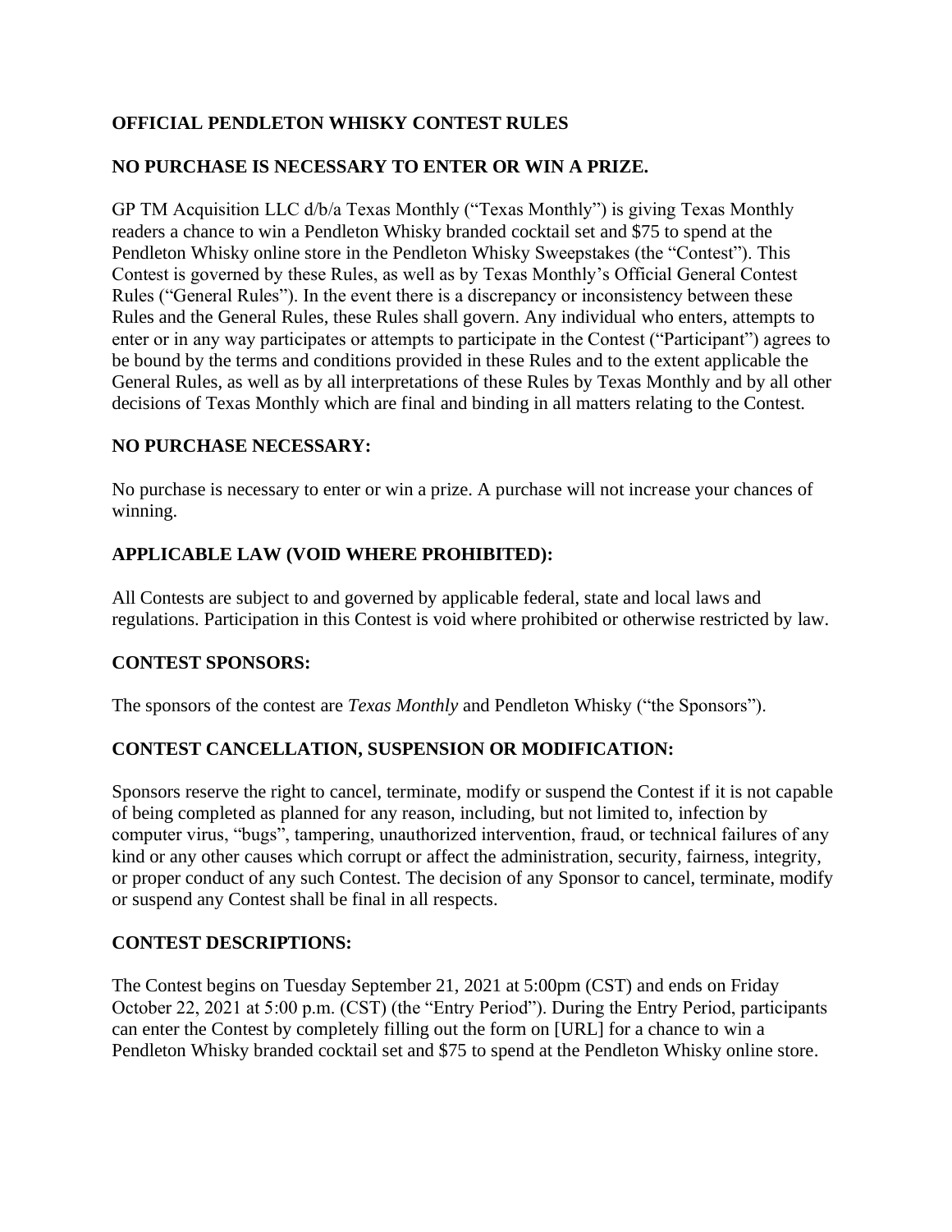**OFFICIAL PENDLETON WHISKY CONTEST RULES**

**NO PURCHASE IS NECESSARY TO ENTER OR WIN A PRIZE.**

GP TM Acquisition LLC d/b/a Texas Monthly ("Texas Monthly") is giving Texas Monthly readers a chance to win a Pendleton Whisky branded cocktail set and $75 to spend at the Pendleton Whisky online store in the Pendleton Whisky Sweepstakes (the "Contest"). This Contest is governed by these Rules, as well as by Texas Monthly's Official General Contest Rules ("General Rules"). In the event there is a discrepancy or inconsistency between these Rules and the General Rules, these Rules shall govern. Any individual who enters, attempts to enter or in any way participates or attempts to participate in the Contest ("Participant") agrees to be bound by the terms and conditions provided in these Rules and to the extent applicable the General Rules, as well as by all interpretations of these Rules by Texas Monthly and by all other decisions of Texas Monthly which are final and binding in all matters relating to the Contest.

**NO PURCHASE NECESSARY:**

No purchase is necessary to enter or win a prize. A purchase will not increase your chances of winning.

**APPLICABLE LAW (VOID WHERE PROHIBITED):**

All Contests are subject to and governed by applicable federal, state and local laws and regulations. Participation in this Contest is void where prohibited or otherwise restricted by law.

**CONTEST SPONSORS:**

The sponsors of the contest are *Texas Monthly* and Pendleton Whisky ("the Sponsors").

**CONTEST CANCELLATION, SUSPENSION OR MODIFICATION:**

Sponsors reserve the right to cancel, terminate, modify or suspend the Contest if it is not capable of being completed as planned for any reason, including, but not limited to, infection by computer virus, "bugs", tampering, unauthorized intervention, fraud, or technical failures of any kind or any other causes which corrupt or affect the administration, security, fairness, integrity, or proper conduct of any such Contest. The decision of any Sponsor to cancel, terminate, modify or suspend any Contest shall be final in all respects.

**CONTEST DESCRIPTIONS:**

The Contest begins on Tuesday September 21, 2021 at 5:00pm (CST) and ends on Friday October 22, 2021 at 5:00 p.m. (CST) (the "Entry Period"). During the Entry Period, participants can enter the Contest by completely filling out the form on [URL] for a chance to win a Pendleton Whisky branded cocktail set and $75 to spend at the Pendleton Whisky online store.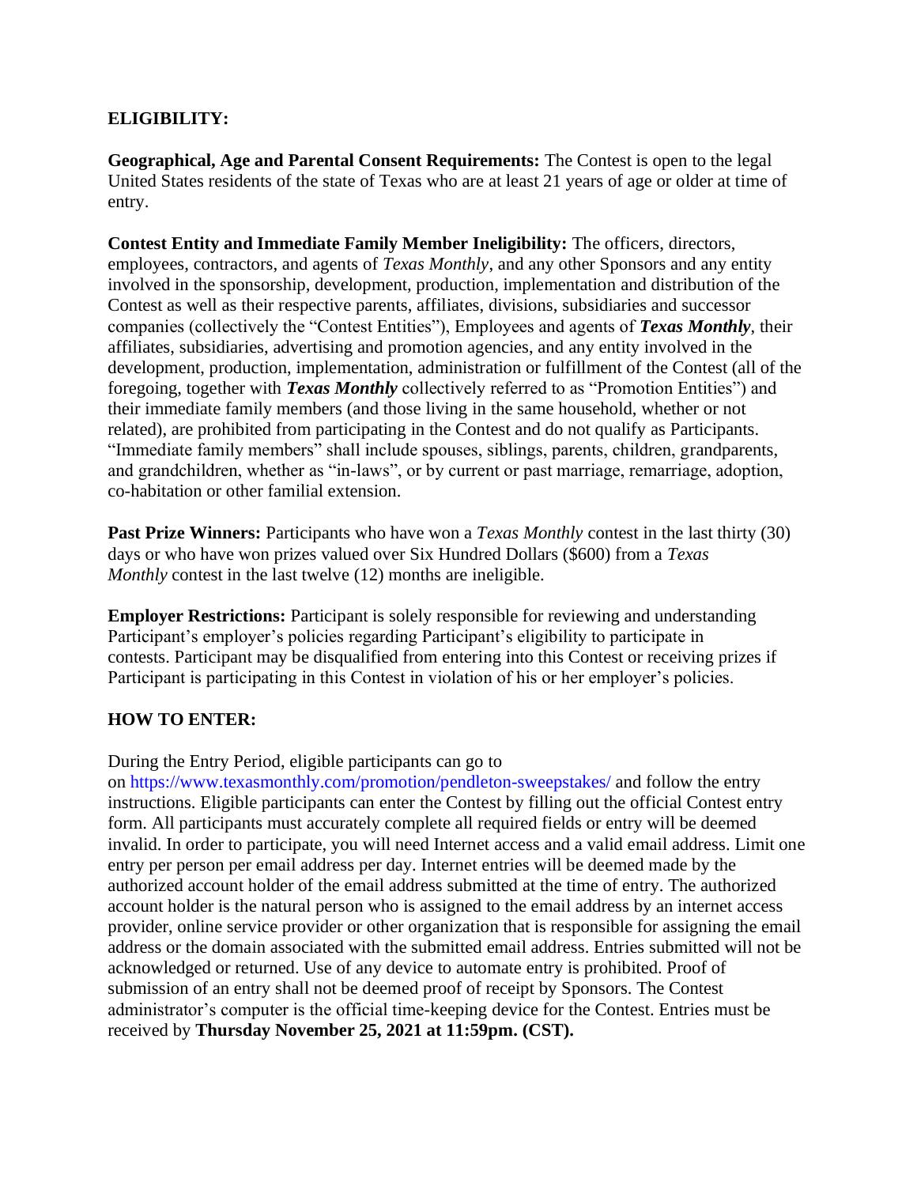**ELIGIBILITY:**

**Geographical, Age and Parental Consent Requirements:** The Contest is open to the legal United States residents of the state of Texas who are at least 21 years of age or older at time of entry.

**Contest Entity and Immediate Family Member Ineligibility:** The officers, directors, employees, contractors, and agents of *Texas Monthly*, and any other Sponsors and any entity involved in the sponsorship, development, production, implementation and distribution of the Contest as well as their respective parents, affiliates, divisions, subsidiaries and successor companies (collectively the "Contest Entities"), Employees and agents of ***Texas Monthly***, their affiliates, subsidiaries, advertising and promotion agencies, and any entity involved in the development, production, implementation, administration or fulfillment of the Contest (all of the foregoing, together with ***Texas Monthly*** collectively referred to as "Promotion Entities") and their immediate family members (and those living in the same household, whether or not related), are prohibited from participating in the Contest and do not qualify as Participants. "Immediate family members" shall include spouses, siblings, parents, children, grandparents, and grandchildren, whether as "in-laws", or by current or past marriage, remarriage, adoption, co-habitation or other familial extension.

**Past Prize Winners:** Participants who have won a *Texas Monthly* contest in the last thirty (30) days or who have won prizes valued over Six Hundred Dollars ($600) from a *Texas Monthly* contest in the last twelve (12) months are ineligible.

**Employer Restrictions:** Participant is solely responsible for reviewing and understanding Participant's employer's policies regarding Participant's eligibility to participate in contests. Participant may be disqualified from entering into this Contest or receiving prizes if Participant is participating in this Contest in violation of his or her employer's policies.

**HOW TO ENTER:**

During the Entry Period, eligible participants can go to on https://www.texasmonthly.com/promotion/pendleton-sweepstakes/ and follow the entry instructions. Eligible participants can enter the Contest by filling out the official Contest entry form. All participants must accurately complete all required fields or entry will be deemed invalid. In order to participate, you will need Internet access and a valid email address. Limit one entry per person per email address per day. Internet entries will be deemed made by the authorized account holder of the email address submitted at the time of entry. The authorized account holder is the natural person who is assigned to the email address by an internet access provider, online service provider or other organization that is responsible for assigning the email address or the domain associated with the submitted email address. Entries submitted will not be acknowledged or returned. Use of any device to automate entry is prohibited. Proof of submission of an entry shall not be deemed proof of receipt by Sponsors. The Contest administrator's computer is the official time-keeping device for the Contest. Entries must be received by **Thursday November 25, 2021 at 11:59pm. (CST).**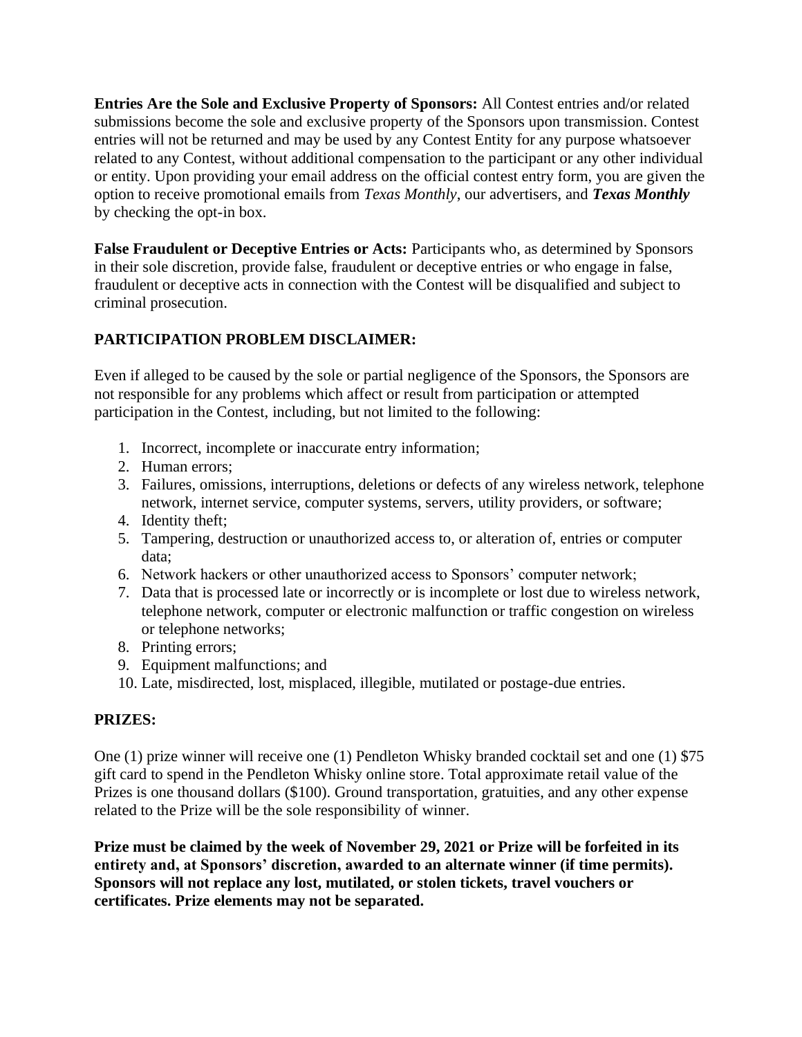**Entries Are the Sole and Exclusive Property of Sponsors:** All Contest entries and/or related submissions become the sole and exclusive property of the Sponsors upon transmission. Contest entries will not be returned and may be used by any Contest Entity for any purpose whatsoever related to any Contest, without additional compensation to the participant or any other individual or entity. Upon providing your email address on the official contest entry form, you are given the option to receive promotional emails from *Texas Monthly*, our advertisers, and ***Texas Monthly*** by checking the opt-in box.

**False Fraudulent or Deceptive Entries or Acts:** Participants who, as determined by Sponsors in their sole discretion, provide false, fraudulent or deceptive entries or who engage in false, fraudulent or deceptive acts in connection with the Contest will be disqualified and subject to criminal prosecution.

**PARTICIPATION PROBLEM DISCLAIMER:**

Even if alleged to be caused by the sole or partial negligence of the Sponsors, the Sponsors are not responsible for any problems which affect or result from participation or attempted participation in the Contest, including, but not limited to the following:

1. Incorrect, incomplete or inaccurate entry information;
2. Human errors;
3. Failures, omissions, interruptions, deletions or defects of any wireless network, telephone network, internet service, computer systems, servers, utility providers, or software;
4. Identity theft;
5. Tampering, destruction or unauthorized access to, or alteration of, entries or computer data;
6. Network hackers or other unauthorized access to Sponsors' computer network;
7. Data that is processed late or incorrectly or is incomplete or lost due to wireless network, telephone network, computer or electronic malfunction or traffic congestion on wireless or telephone networks;
8. Printing errors;
9. Equipment malfunctions; and
10. Late, misdirected, lost, misplaced, illegible, mutilated or postage-due entries.

**PRIZES:**

One (1) prize winner will receive one (1) Pendleton Whisky branded cocktail set and one (1) $75 gift card to spend in the Pendleton Whisky online store. Total approximate retail value of the Prizes is one thousand dollars ($100). Ground transportation, gratuities, and any other expense related to the Prize will be the sole responsibility of winner.

**Prize must be claimed by the week of November 29, 2021 or Prize will be forfeited in its entirety and, at Sponsors' discretion, awarded to an alternate winner (if time permits). Sponsors will not replace any lost, mutilated, or stolen tickets, travel vouchers or certificates. Prize elements may not be separated.**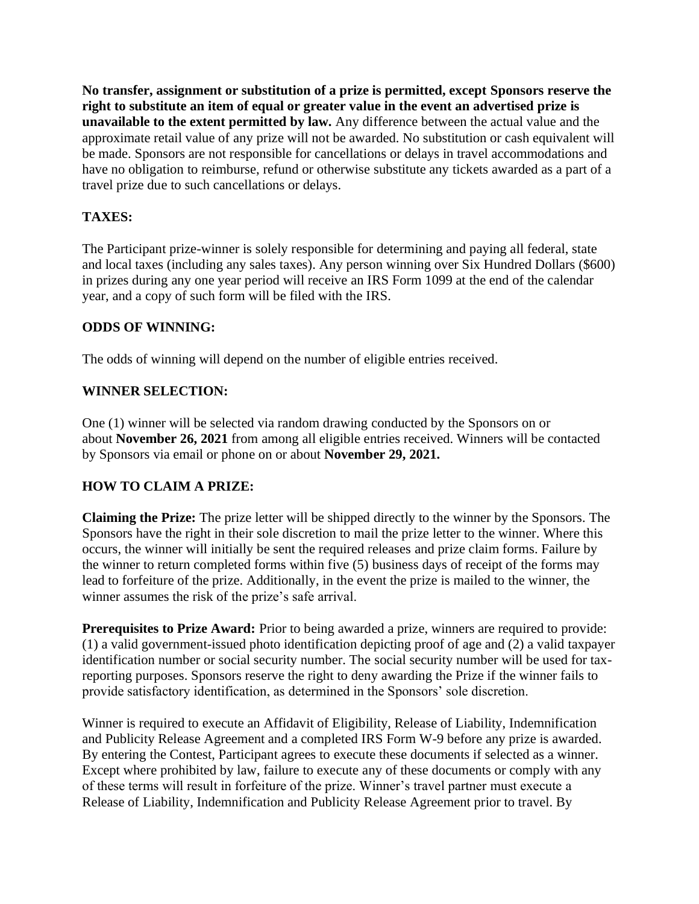**No transfer, assignment or substitution of a prize is permitted, except Sponsors reserve the right to substitute an item of equal or greater value in the event an advertised prize is unavailable to the extent permitted by law.** Any difference between the actual value and the approximate retail value of any prize will not be awarded. No substitution or cash equivalent will be made. Sponsors are not responsible for cancellations or delays in travel accommodations and have no obligation to reimburse, refund or otherwise substitute any tickets awarded as a part of a travel prize due to such cancellations or delays.

**TAXES:**

The Participant prize-winner is solely responsible for determining and paying all federal, state and local taxes (including any sales taxes). Any person winning over Six Hundred Dollars ($600) in prizes during any one year period will receive an IRS Form 1099 at the end of the calendar year, and a copy of such form will be filed with the IRS.

**ODDS OF WINNING:**

The odds of winning will depend on the number of eligible entries received.

**WINNER SELECTION:**

One (1) winner will be selected via random drawing conducted by the Sponsors on or about **November 26, 2021** from among all eligible entries received. Winners will be contacted by Sponsors via email or phone on or about **November 29, 2021.**

**HOW TO CLAIM A PRIZE:**

**Claiming the Prize:** The prize letter will be shipped directly to the winner by the Sponsors. The Sponsors have the right in their sole discretion to mail the prize letter to the winner. Where this occurs, the winner will initially be sent the required releases and prize claim forms. Failure by the winner to return completed forms within five (5) business days of receipt of the forms may lead to forfeiture of the prize. Additionally, in the event the prize is mailed to the winner, the winner assumes the risk of the prize's safe arrival.

**Prerequisites to Prize Award:** Prior to being awarded a prize, winners are required to provide: (1) a valid government-issued photo identification depicting proof of age and (2) a valid taxpayer identification number or social security number. The social security number will be used for tax-reporting purposes. Sponsors reserve the right to deny awarding the Prize if the winner fails to provide satisfactory identification, as determined in the Sponsors' sole discretion.

Winner is required to execute an Affidavit of Eligibility, Release of Liability, Indemnification and Publicity Release Agreement and a completed IRS Form W-9 before any prize is awarded. By entering the Contest, Participant agrees to execute these documents if selected as a winner. Except where prohibited by law, failure to execute any of these documents or comply with any of these terms will result in forfeiture of the prize. Winner's travel partner must execute a Release of Liability, Indemnification and Publicity Release Agreement prior to travel. By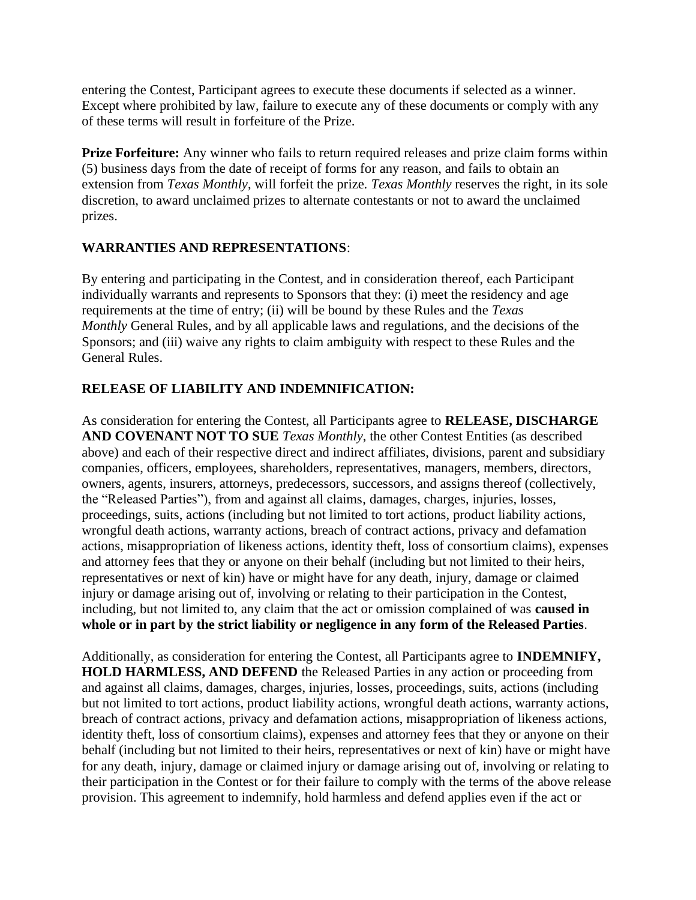entering the Contest, Participant agrees to execute these documents if selected as a winner. Except where prohibited by law, failure to execute any of these documents or comply with any of these terms will result in forfeiture of the Prize.

**Prize Forfeiture:** Any winner who fails to return required releases and prize claim forms within (5) business days from the date of receipt of forms for any reason, and fails to obtain an extension from *Texas Monthly*, will forfeit the prize. *Texas Monthly* reserves the right, in its sole discretion, to award unclaimed prizes to alternate contestants or not to award the unclaimed prizes.

**WARRANTIES AND REPRESENTATIONS**:

By entering and participating in the Contest, and in consideration thereof, each Participant individually warrants and represents to Sponsors that they: (i) meet the residency and age requirements at the time of entry; (ii) will be bound by these Rules and the *Texas Monthly* General Rules, and by all applicable laws and regulations, and the decisions of the Sponsors; and (iii) waive any rights to claim ambiguity with respect to these Rules and the General Rules.

**RELEASE OF LIABILITY AND INDEMNIFICATION:**

As consideration for entering the Contest, all Participants agree to **RELEASE, DISCHARGE AND COVENANT NOT TO SUE** *Texas Monthly*, the other Contest Entities (as described above) and each of their respective direct and indirect affiliates, divisions, parent and subsidiary companies, officers, employees, shareholders, representatives, managers, members, directors, owners, agents, insurers, attorneys, predecessors, successors, and assigns thereof (collectively, the "Released Parties"), from and against all claims, damages, charges, injuries, losses, proceedings, suits, actions (including but not limited to tort actions, product liability actions, wrongful death actions, warranty actions, breach of contract actions, privacy and defamation actions, misappropriation of likeness actions, identity theft, loss of consortium claims), expenses and attorney fees that they or anyone on their behalf (including but not limited to their heirs, representatives or next of kin) have or might have for any death, injury, damage or claimed injury or damage arising out of, involving or relating to their participation in the Contest, including, but not limited to, any claim that the act or omission complained of was **caused in whole or in part by the strict liability or negligence in any form of the Released Parties**.

Additionally, as consideration for entering the Contest, all Participants agree to **INDEMNIFY, HOLD HARMLESS, AND DEFEND** the Released Parties in any action or proceeding from and against all claims, damages, charges, injuries, losses, proceedings, suits, actions (including but not limited to tort actions, product liability actions, wrongful death actions, warranty actions, breach of contract actions, privacy and defamation actions, misappropriation of likeness actions, identity theft, loss of consortium claims), expenses and attorney fees that they or anyone on their behalf (including but not limited to their heirs, representatives or next of kin) have or might have for any death, injury, damage or claimed injury or damage arising out of, involving or relating to their participation in the Contest or for their failure to comply with the terms of the above release provision. This agreement to indemnify, hold harmless and defend applies even if the act or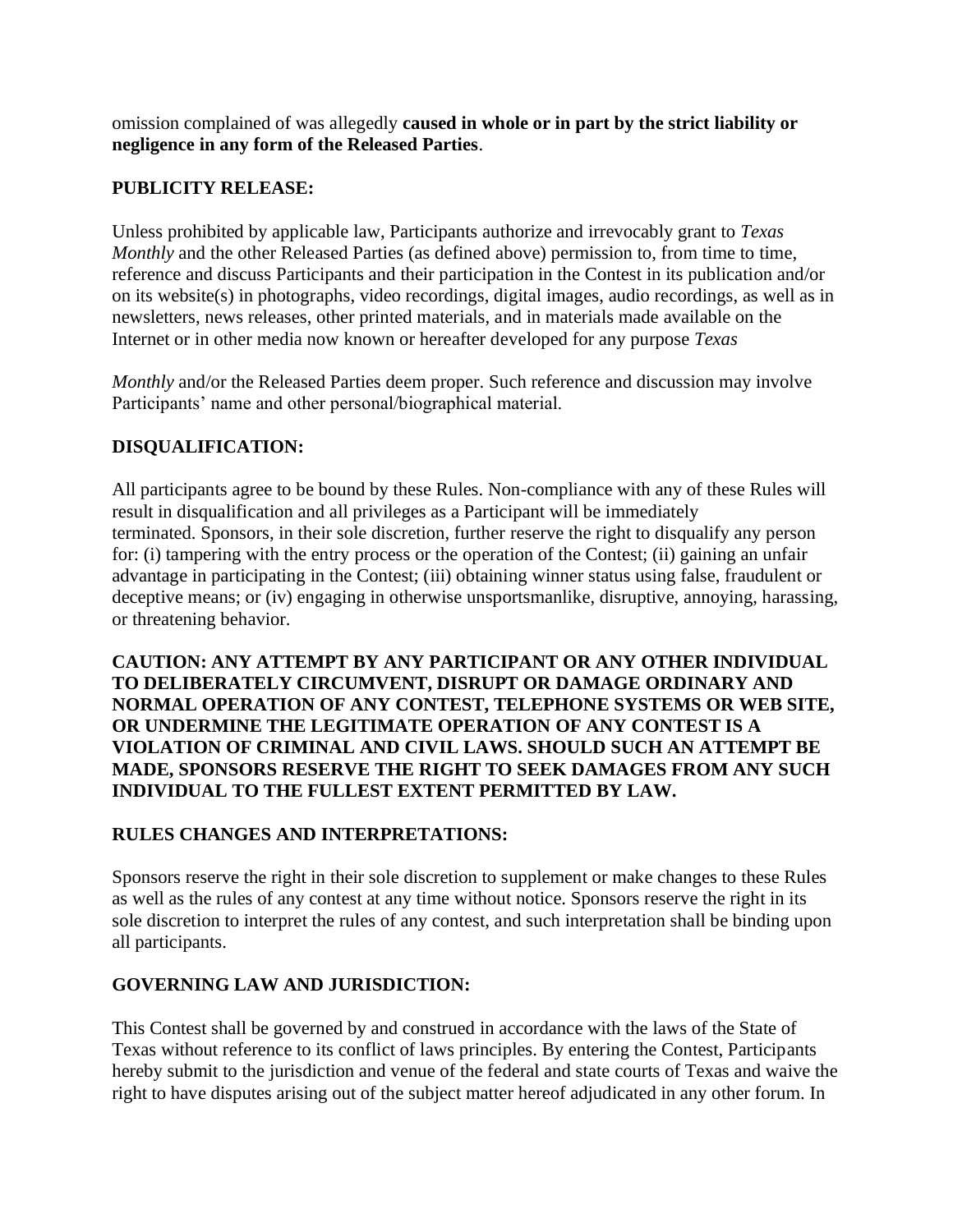omission complained of was allegedly **caused in whole or in part by the strict liability or negligence in any form of the Released Parties**.

## PUBLICITY RELEASE:

Unless prohibited by applicable law, Participants authorize and irrevocably grant to *Texas Monthly* and the other Released Parties (as defined above) permission to, from time to time, reference and discuss Participants and their participation in the Contest in its publication and/or on its website(s) in photographs, video recordings, digital images, audio recordings, as well as in newsletters, news releases, other printed materials, and in materials made available on the Internet or in other media now known or hereafter developed for any purpose *Texas Monthly* and/or the Released Parties deem proper. Such reference and discussion may involve Participants' name and other personal/biographical material.

## DISQUALIFICATION:

All participants agree to be bound by these Rules. Non-compliance with any of these Rules will result in disqualification and all privileges as a Participant will be immediately terminated. Sponsors, in their sole discretion, further reserve the right to disqualify any person for: (i) tampering with the entry process or the operation of the Contest; (ii) gaining an unfair advantage in participating in the Contest; (iii) obtaining winner status using false, fraudulent or deceptive means; or (iv) engaging in otherwise unsportsmanlike, disruptive, annoying, harassing, or threatening behavior.

**CAUTION: ANY ATTEMPT BY ANY PARTICIPANT OR ANY OTHER INDIVIDUAL TO DELIBERATELY CIRCUMVENT, DISRUPT OR DAMAGE ORDINARY AND NORMAL OPERATION OF ANY CONTEST, TELEPHONE SYSTEMS OR WEB SITE, OR UNDERMINE THE LEGITIMATE OPERATION OF ANY CONTEST IS A VIOLATION OF CRIMINAL AND CIVIL LAWS. SHOULD SUCH AN ATTEMPT BE MADE, SPONSORS RESERVE THE RIGHT TO SEEK DAMAGES FROM ANY SUCH INDIVIDUAL TO THE FULLEST EXTENT PERMITTED BY LAW.**

## RULES CHANGES AND INTERPRETATIONS:

Sponsors reserve the right in their sole discretion to supplement or make changes to these Rules as well as the rules of any contest at any time without notice. Sponsors reserve the right in its sole discretion to interpret the rules of any contest, and such interpretation shall be binding upon all participants.

## GOVERNING LAW AND JURISDICTION:

This Contest shall be governed by and construed in accordance with the laws of the State of Texas without reference to its conflict of laws principles. By entering the Contest, Participants hereby submit to the jurisdiction and venue of the federal and state courts of Texas and waive the right to have disputes arising out of the subject matter hereof adjudicated in any other forum. In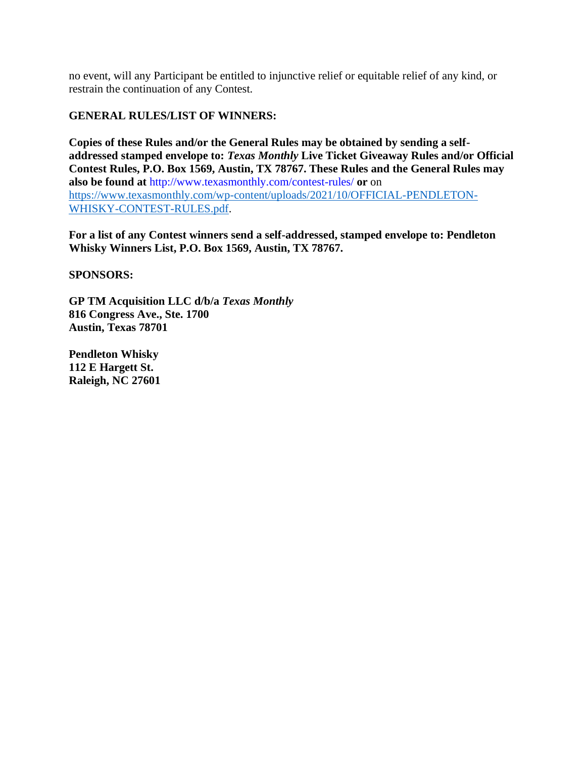no event, will any Participant be entitled to injunctive relief or equitable relief of any kind, or restrain the continuation of any Contest.

**GENERAL RULES/LIST OF WINNERS:**

**Copies of these Rules and/or the General Rules may be obtained by sending a self-addressed stamped envelope to: *Texas Monthly* Live Ticket Giveaway Rules and/or Official Contest Rules, P.O. Box 1569, Austin, TX 78767. These Rules and the General Rules may also be found at** http://www.texasmonthly.com/contest-rules/ **or** on https://www.texasmonthly.com/wp-content/uploads/2021/10/OFFICIAL-PENDLETON-WHISKY-CONTEST-RULES.pdf.

**For a list of any Contest winners send a self-addressed, stamped envelope to: Pendleton Whisky Winners List, P.O. Box 1569, Austin, TX 78767.**

**SPONSORS:**

**GP TM Acquisition LLC d/b/a *Texas Monthly***
**816 Congress Ave., Ste. 1700**
**Austin, Texas 78701**

**Pendleton Whisky**
**112 E Hargett St.**
**Raleigh, NC 27601**